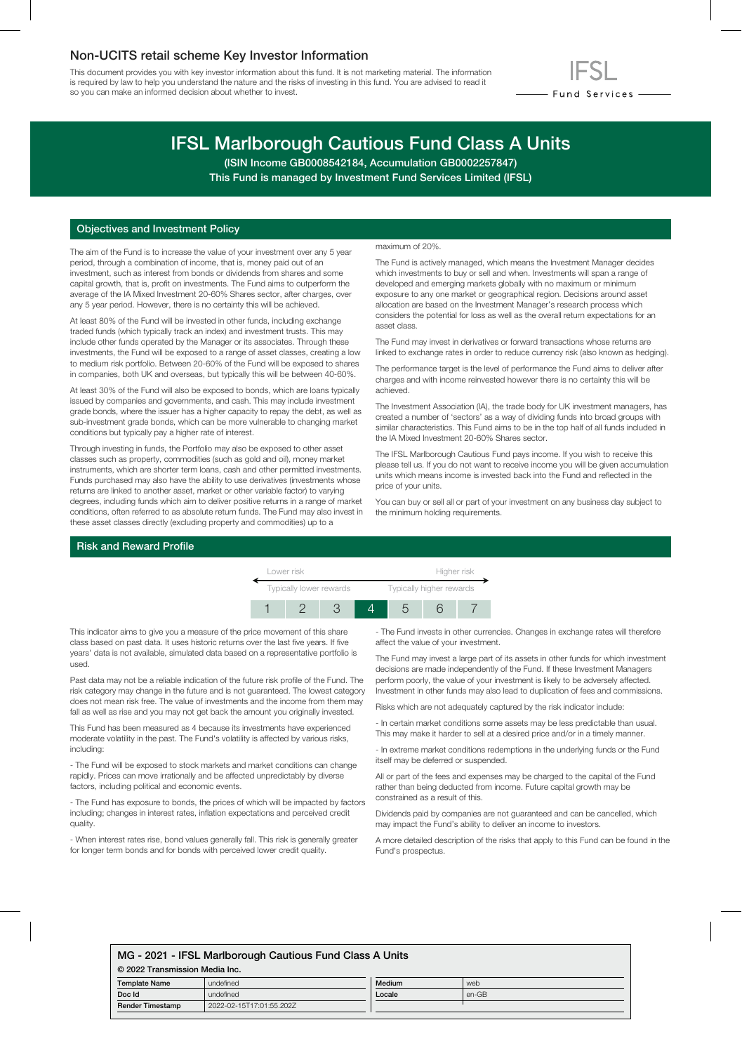## Non-UCITS retail scheme Key Investor Information

This document provides you with key investor information about this fund. It is not marketing material. The information is required by law to help you understand the nature and the risks of investing in this fund. You are advised to read it so you can make an informed decision about whether to invest.

IFSL Fund Services

# IFSL Marlborough Cautious Fund Class A Units

**(ISIN Income GB0008542184, Accumulation GB0002257847)**
**This Fund is managed by Investment Fund Services Limited (IFSL)**

## Objectives and Investment Policy

The aim of the Fund is to increase the value of your investment over any 5 year period, through a combination of income, that is, money paid out of an investment, such as interest from bonds or dividends from shares and some capital growth, that is, profit on investments. The Fund aims to outperform the average of the IA Mixed Investment 20-60% Shares sector, after charges, over any 5 year period. However, there is no certainty this will be achieved.

At least 80% of the Fund will be invested in other funds, including exchange traded funds (which typically track an index) and investment trusts. This may include other funds operated by the Manager or its associates. Through these investments, the Fund will be exposed to a range of asset classes, creating a low to medium risk portfolio. Between 20-60% of the Fund will be exposed to shares in companies, both UK and overseas, but typically this will be between 40-60%.

At least 30% of the Fund will also be exposed to bonds, which are loans typically issued by companies and governments, and cash. This may include investment grade bonds, where the issuer has a higher capacity to repay the debt, as well as sub-investment grade bonds, which can be more vulnerable to changing market conditions but typically pay a higher rate of interest.

Through investing in funds, the Portfolio may also be exposed to other asset classes such as property, commodities (such as gold and oil), money market instruments, which are shorter term loans, cash and other permitted investments. Funds purchased may also have the ability to use derivatives (investments whose returns are linked to another asset, market or other variable factor) to varying degrees, including funds which aim to deliver positive returns in a range of market conditions, often referred to as absolute return funds. The Fund may also invest in these asset classes directly (excluding property and commodities) up to a maximum of 20%.

The Fund is actively managed, which means the Investment Manager decides which investments to buy or sell and when. Investments will span a range of developed and emerging markets globally with no maximum or minimum exposure to any one market or geographical region. Decisions around asset allocation are based on the Investment Manager's research process which considers the potential for loss as well as the overall return expectations for an asset class.

The Fund may invest in derivatives or forward transactions whose returns are linked to exchange rates in order to reduce currency risk (also known as hedging).

The performance target is the level of performance the Fund aims to deliver after charges and with income reinvested however there is no certainty this will be achieved.

The Investment Association (IA), the trade body for UK investment managers, has created a number of 'sectors' as a way of dividing funds into broad groups with similar characteristics. This Fund aims to be in the top half of all funds included in the IA Mixed Investment 20-60% Shares sector.

The IFSL Marlborough Cautious Fund pays income. If you wish to receive this please tell us. If you do not want to receive income you will be given accumulation units which means income is invested back into the Fund and reflected in the price of your units.

You can buy or sell all or part of your investment on any business day subject to the minimum holding requirements.

## Risk and Reward Profile

| Lower risk | | | | | | Higher risk |
|---|---|---|---|---|---|---|
| Typically lower rewards | | | | | | Typically higher rewards |
| 1 | 2 | 3 | **4** | 5 | 6 | 7 |

This indicator aims to give you a measure of the price movement of this share class based on past data. It uses historic returns over the last five years. If five years' data is not available, simulated data based on a representative portfolio is used.

Past data may not be a reliable indication of the future risk profile of the Fund. The risk category may change in the future and is not guaranteed. The lowest category does not mean risk free. The value of investments and the income from them may fall as well as rise and you may not get back the amount you originally invested.

This Fund has been measured as 4 because its investments have experienced moderate volatility in the past. The Fund's volatility is affected by various risks, including:

- The Fund will be exposed to stock markets and market conditions can change rapidly. Prices can move irrationally and be affected unpredictably by diverse factors, including political and economic events.

- The Fund has exposure to bonds, the prices of which will be impacted by factors including; changes in interest rates, inflation expectations and perceived credit quality.

- When interest rates rise, bond values generally fall. This risk is generally greater for longer term bonds and for bonds with perceived lower credit quality.

- The Fund invests in other currencies. Changes in exchange rates will therefore affect the value of your investment.

The Fund may invest a large part of its assets in other funds for which investment decisions are made independently of the Fund. If these Investment Managers perform poorly, the value of your investment is likely to be adversely affected. Investment in other funds may also lead to duplication of fees and commissions.

Risks which are not adequately captured by the risk indicator include:

- In certain market conditions some assets may be less predictable than usual. This may make it harder to sell at a desired price and/or in a timely manner.

- In extreme market conditions redemptions in the underlying funds or the Fund itself may be deferred or suspended.

All or part of the fees and expenses may be charged to the capital of the Fund rather than being deducted from income. Future capital growth may be constrained as a result of this.

Dividends paid by companies are not guaranteed and can be cancelled, which may impact the Fund's ability to deliver an income to investors.

A more detailed description of the risks that apply to this Fund can be found in the Fund's prospectus.

**MG - 2021 - IFSL Marlborough Cautious Fund Class A Units**
**© 2022 Transmission Media Inc.**

| Template Name | undefined | Medium | web |
|---|---|---|---|
| Doc Id | undefined | Locale | en-GB |
| Render Timestamp | 2022-02-15T17:01:55.202Z | | |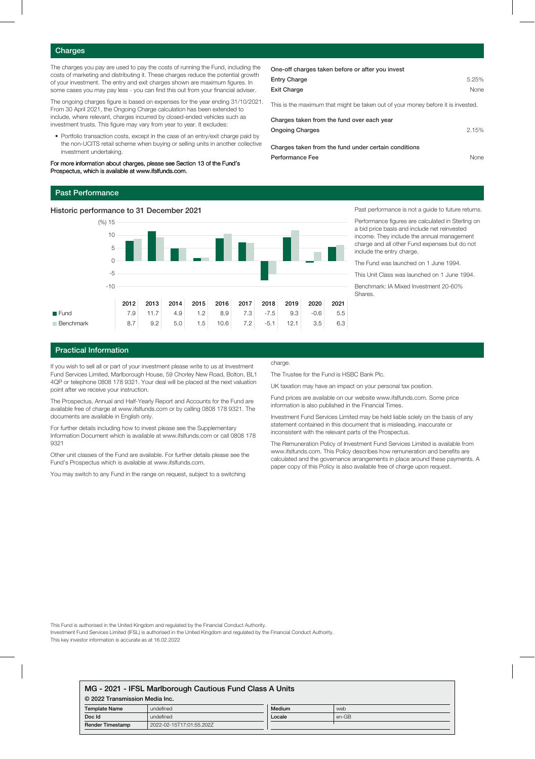## Charges

The charges you pay are used to pay the costs of running the Fund, including the costs of marketing and distributing it. These charges reduce the potential growth of your investment. The entry and exit charges shown are maximum figures. In some cases you may pay less - you can find this out from your financial adviser.

The ongoing charges figure is based on expenses for the year ending 31/10/2021. From 30 April 2021, the Ongoing Charge calculation has been extended to include, where relevant, charges incurred by closed-ended vehicles such as investment trusts. This figure may vary from year to year. It excludes:

- Portfolio transaction costs, except in the case of an entry/exit charge paid by the non-UCITS retail scheme when buying or selling units in another collective investment undertaking.

For more information about charges, please see Section 13 of the Fund's Prospectus, which is available at www.ifslfunds.com.

| One-off charges taken before or after you invest | |
|---|---|
| **Entry Charge** | 5.25% |
| **Exit Charge** | None |

This is the maximum that might be taken out of your money before it is invested.

| Charges taken from the fund over each year | |
|---|---|
| **Ongoing Charges** | 2.15% |

| Charges taken from the fund under certain conditions | |
|---|---|
| **Performance Fee** | None |

## Past Performance

### Historic performance to 31 December 2021

(%) 15
10
5
0
-5
-10

| | 2012 | 2013 | 2014 | 2015 | 2016 | 2017 | 2018 | 2019 | 2020 | 2021 |
|---|---|---|---|---|---|---|---|---|---|---|
| Fund | 7.9 | 11.7 | 4.9 | 1.2 | 8.9 | 7.3 | -7.5 | 9.3 | -0.6 | 5.5 |
| Benchmark | 8.7 | 9.2 | 5.0 | 1.5 | 10.6 | 7.2 | -5.1 | 12.1 | 3.5 | 6.3 |

Past performance is not a guide to future returns.

Performance figures are calculated in Sterling on a bid price basis and include net reinvested income. They include the annual management charge and all other Fund expenses but do not include the entry charge.

The Fund was launched on 1 June 1994.

This Unit Class was launched on 1 June 1994.

Benchmark: IA Mixed Investment 20-60% Shares.

## Practical Information

If you wish to sell all or part of your investment please write to us at Investment Fund Services Limited, Marlborough House, 59 Chorley New Road, Bolton, BL1 4QP or telephone 0808 178 9321. Your deal will be placed at the next valuation point after we receive your instruction.

The Prospectus, Annual and Half-Yearly Report and Accounts for the Fund are available free of charge at www.ifslfunds.com or by calling 0808 178 9321. The documents are available in English only.

For further details including how to invest please see the Supplementary Information Document which is available at www.ifslfunds.com or call 0808 178 9321

Other unit classes of the Fund are available. For further details please see the Fund's Prospectus which is available at www.ifslfunds.com.

You may switch to any Fund in the range on request, subject to a switching charge.

The Trustee for the Fund is HSBC Bank Plc.

UK taxation may have an impact on your personal tax position.

Fund prices are available on our website www.ifslfunds.com. Some price information is also published in the Financial Times.

Investment Fund Services Limited may be held liable solely on the basis of any statement contained in this document that is misleading, inaccurate or inconsistent with the relevant parts of the Prospectus.

The Remuneration Policy of Investment Fund Services Limited is available from www.ifslfunds.com. This Policy describes how remuneration and benefits are calculated and the governance arrangements in place around these payments. A paper copy of this Policy is also available free of charge upon request.

This Fund is authorised in the United Kingdom and regulated by the Financial Conduct Authority.
Investment Fund Services Limited (IFSL) is authorised in the United Kingdom and regulated by the Financial Conduct Authority.
This key investor information is accurate as at 16.02.2022